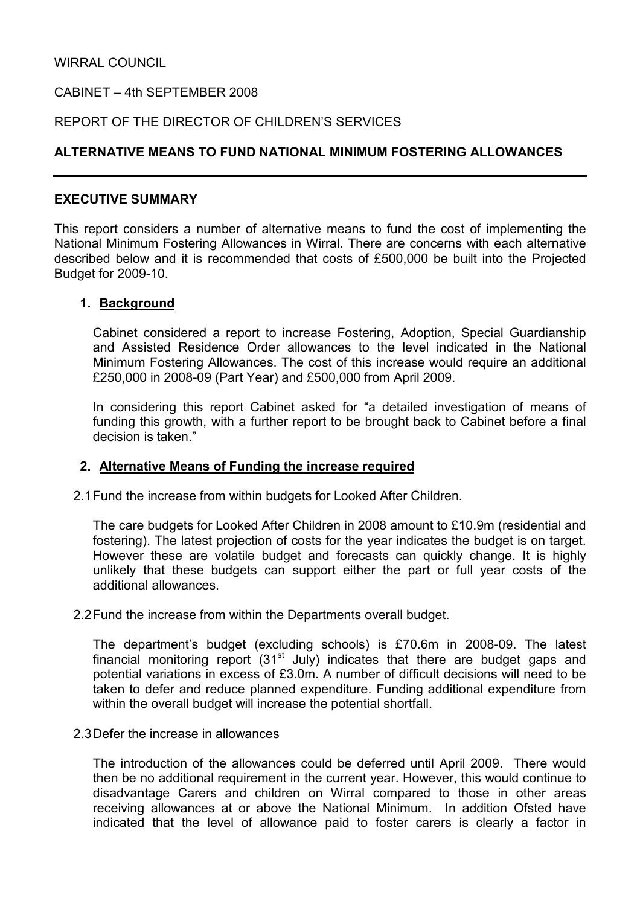WIRRAL COUNCIL

CABINET – 4th SEPTEMBER 2008

REPORT OF THE DIRECTOR OF CHILDREN'S SERVICES

**ALTERNATIVE MEANS TO FUND NATIONAL MINIMUM FOSTERING ALLOWANCES**

---

**EXECUTIVE SUMMARY**

This report considers a number of alternative means to fund the cost of implementing the National Minimum Fostering Allowances in Wirral. There are concerns with each alternative described below and it is recommended that costs of £500,000 be built into the Projected Budget for 2009-10.

## 1. Background

Cabinet considered a report to increase Fostering, Adoption, Special Guardianship and Assisted Residence Order allowances to the level indicated in the National Minimum Fostering Allowances. The cost of this increase would require an additional £250,000 in 2008-09 (Part Year) and £500,000 from April 2009.

In considering this report Cabinet asked for "a detailed investigation of means of funding this growth, with a further report to be brought back to Cabinet before a final decision is taken."

## 2. Alternative Means of Funding the increase required

2.1 Fund the increase from within budgets for Looked After Children.

The care budgets for Looked After Children in 2008 amount to £10.9m (residential and fostering). The latest projection of costs for the year indicates the budget is on target. However these are volatile budget and forecasts can quickly change. It is highly unlikely that these budgets can support either the part or full year costs of the additional allowances.

2.2 Fund the increase from within the Departments overall budget.

The department's budget (excluding schools) is £70.6m in 2008-09. The latest financial monitoring report (31st July) indicates that there are budget gaps and potential variations in excess of £3.0m. A number of difficult decisions will need to be taken to defer and reduce planned expenditure. Funding additional expenditure from within the overall budget will increase the potential shortfall.

2.3 Defer the increase in allowances

The introduction of the allowances could be deferred until April 2009. There would then be no additional requirement in the current year. However, this would continue to disadvantage Carers and children on Wirral compared to those in other areas receiving allowances at or above the National Minimum. In addition Ofsted have indicated that the level of allowance paid to foster carers is clearly a factor in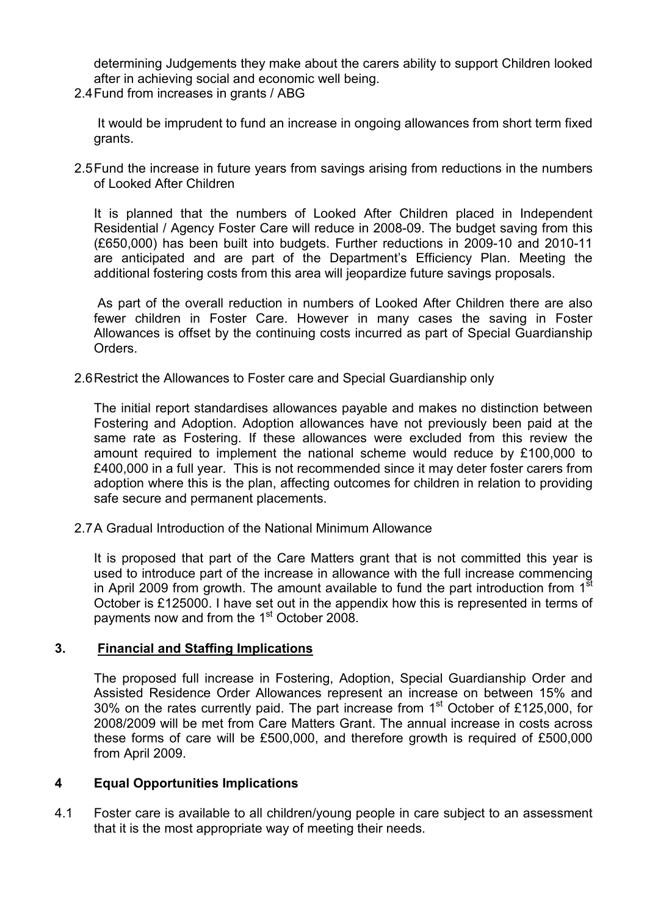determining Judgements they make about the carers ability to support Children looked after in achieving social and economic well being.

2.4 Fund from increases in grants / ABG

It would be imprudent to fund an increase in ongoing allowances from short term fixed grants.

2.5 Fund the increase in future years from savings arising from reductions in the numbers of Looked After Children

It is planned that the numbers of Looked After Children placed in Independent Residential / Agency Foster Care will reduce in 2008-09. The budget saving from this (£650,000) has been built into budgets. Further reductions in 2009-10 and 2010-11 are anticipated and are part of the Department's Efficiency Plan. Meeting the additional fostering costs from this area will jeopardize future savings proposals.

As part of the overall reduction in numbers of Looked After Children there are also fewer children in Foster Care. However in many cases the saving in Foster Allowances is offset by the continuing costs incurred as part of Special Guardianship Orders.

2.6 Restrict the Allowances to Foster care and Special Guardianship only

The initial report standardises allowances payable and makes no distinction between Fostering and Adoption. Adoption allowances have not previously been paid at the same rate as Fostering. If these allowances were excluded from this review the amount required to implement the national scheme would reduce by £100,000 to £400,000 in a full year. This is not recommended since it may deter foster carers from adoption where this is the plan, affecting outcomes for children in relation to providing safe secure and permanent placements.

2.7 A Gradual Introduction of the National Minimum Allowance

It is proposed that part of the Care Matters grant that is not committed this year is used to introduce part of the increase in allowance with the full increase commencing in April 2009 from growth. The amount available to fund the part introduction from 1st October is £125000. I have set out in the appendix how this is represented in terms of payments now and from the 1st October 2008.

## 3. Financial and Staffing Implications

The proposed full increase in Fostering, Adoption, Special Guardianship Order and Assisted Residence Order Allowances represent an increase on between 15% and 30% on the rates currently paid. The part increase from 1st October of £125,000, for 2008/2009 will be met from Care Matters Grant. The annual increase in costs across these forms of care will be £500,000, and therefore growth is required of £500,000 from April 2009.

## 4 Equal Opportunities Implications

4.1 Foster care is available to all children/young people in care subject to an assessment that it is the most appropriate way of meeting their needs.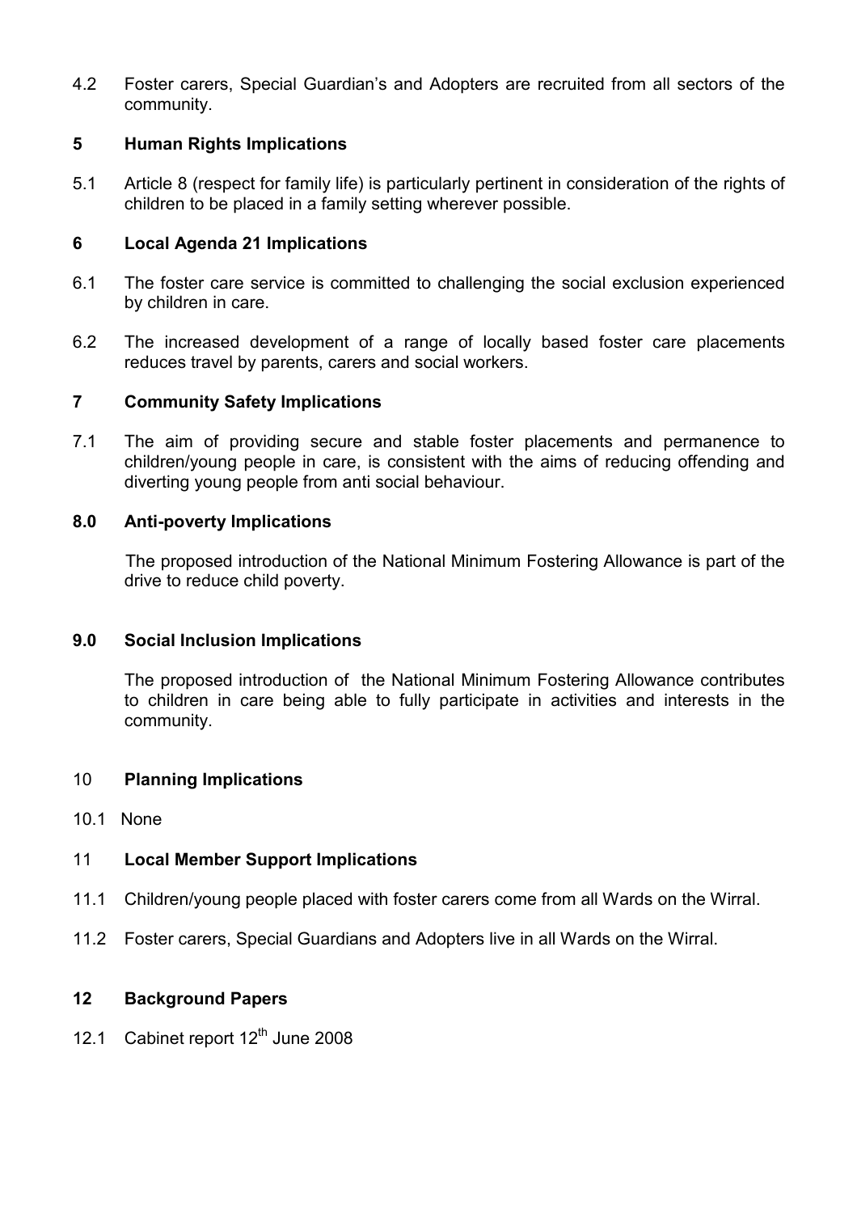4.2 Foster carers, Special Guardian's and Adopters are recruited from all sectors of the community.

## 5 Human Rights Implications

5.1 Article 8 (respect for family life) is particularly pertinent in consideration of the rights of children to be placed in a family setting wherever possible.

## 6 Local Agenda 21 Implications

6.1 The foster care service is committed to challenging the social exclusion experienced by children in care.

6.2 The increased development of a range of locally based foster care placements reduces travel by parents, carers and social workers.

## 7 Community Safety Implications

7.1 The aim of providing secure and stable foster placements and permanence to children/young people in care, is consistent with the aims of reducing offending and diverting young people from anti social behaviour.

## 8.0 Anti-poverty Implications

The proposed introduction of the National Minimum Fostering Allowance is part of the drive to reduce child poverty.

## 9.0 Social Inclusion Implications

The proposed introduction of the National Minimum Fostering Allowance contributes to children in care being able to fully participate in activities and interests in the community.

## 10 Planning Implications

10.1 None

## 11 Local Member Support Implications

11.1 Children/young people placed with foster carers come from all Wards on the Wirral.

11.2 Foster carers, Special Guardians and Adopters live in all Wards on the Wirral.

## 12 Background Papers

12.1 Cabinet report 12th June 2008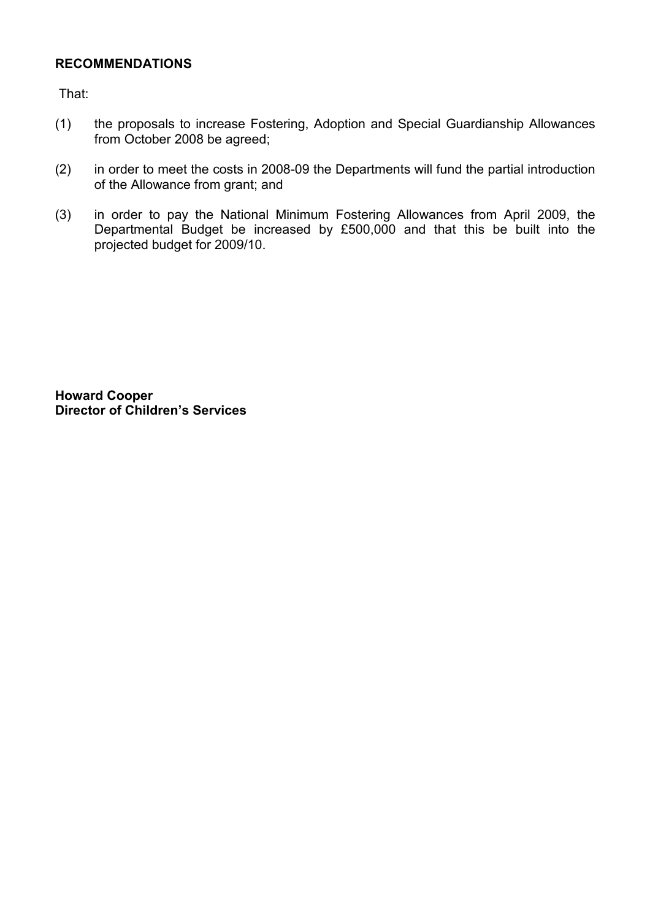**RECOMMENDATIONS**

That:

(1) the proposals to increase Fostering, Adoption and Special Guardianship Allowances from October 2008 be agreed;

(2) in order to meet the costs in 2008-09 the Departments will fund the partial introduction of the Allowance from grant; and

(3) in order to pay the National Minimum Fostering Allowances from April 2009, the Departmental Budget be increased by £500,000 and that this be built into the projected budget for 2009/10.

**Howard Cooper**
**Director of Children's Services**